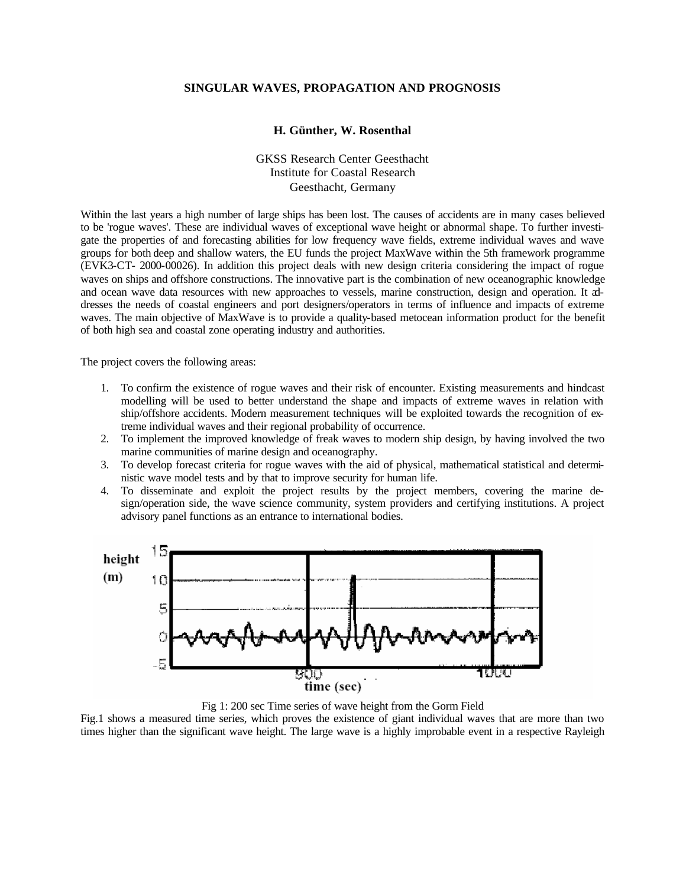# SINGULAR WAVES, PROPAGATION AND PROGNOSIS

**H. Günther, W. Rosenthal**

GKSS Research Center Geesthacht
Institute for Coastal Research
Geesthacht, Germany

Within the last years a high number of large ships has been lost. The causes of accidents are in many cases believed to be 'rogue waves'. These are individual waves of exceptional wave height or abnormal shape. To further investigate the properties of and forecasting abilities for low frequency wave fields, extreme individual waves and wave groups for both deep and shallow waters, the EU funds the project MaxWave within the 5th framework programme (EVK3-CT- 2000-00026). In addition this project deals with new design criteria considering the impact of rogue waves on ships and offshore constructions. The innovative part is the combination of new oceanographic knowledge and ocean wave data resources with new approaches to vessels, marine construction, design and operation. It addresses the needs of coastal engineers and port designers/operators in terms of influence and impacts of extreme waves. The main objective of MaxWave is to provide a quality-based metocean information product for the benefit of both high sea and coastal zone operating industry and authorities.

The project covers the following areas:

1. To confirm the existence of rogue waves and their risk of encounter. Existing measurements and hindcast modelling will be used to better understand the shape and impacts of extreme waves in relation with ship/offshore accidents. Modern measurement techniques will be exploited towards the recognition of extreme individual waves and their regional probability of occurrence.
2. To implement the improved knowledge of freak waves to modern ship design, by having involved the two marine communities of marine design and oceanography.
3. To develop forecast criteria for rogue waves with the aid of physical, mathematical statistical and deterministic wave model tests and by that to improve security for human life.
4. To disseminate and exploit the project results by the project members, covering the marine design/operation side, the wave science community, system providers and certifying institutions. A project advisory panel functions as an entrance to international bodies.

Fig 1: 200 sec Time series of wave height from the Gorm Field

Fig.1 shows a measured time series, which proves the existence of giant individual waves that are more than two times higher than the significant wave height. The large wave is a highly improbable event in a respective Rayleigh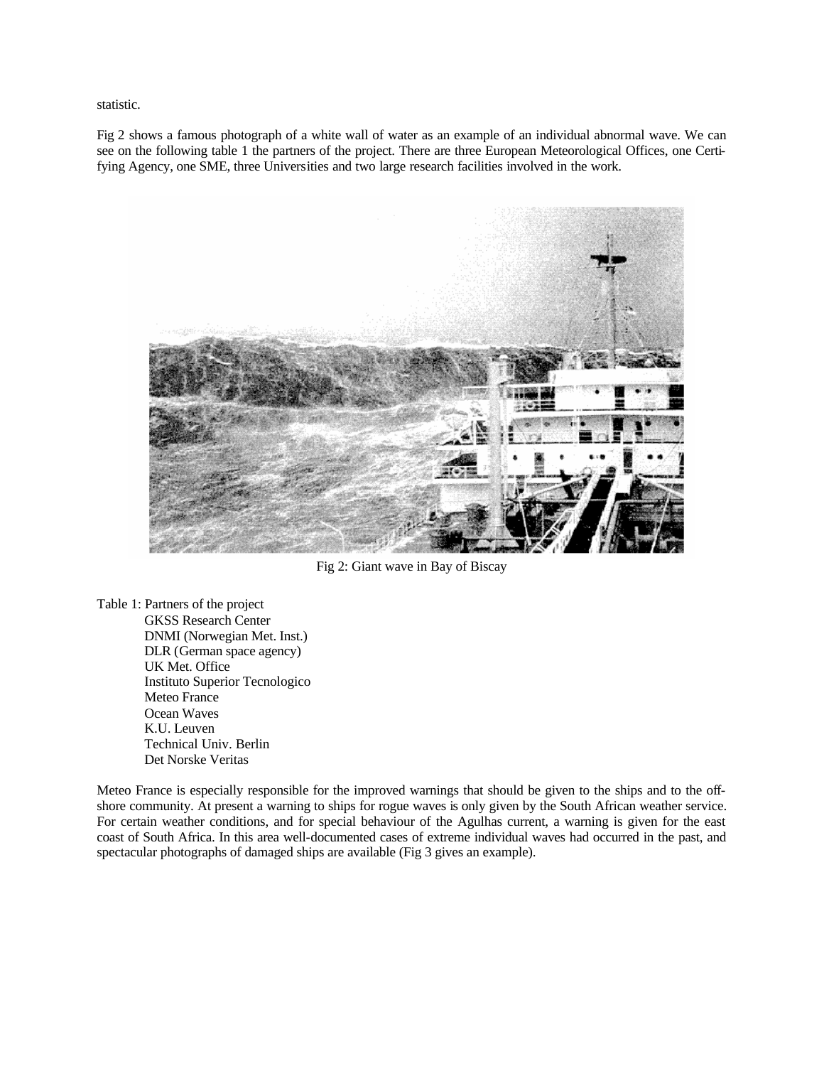statistic.

Fig 2 shows a famous photograph of a white wall of water as an example of an individual abnormal wave. We can see on the following table 1 the partners of the project. There are three European Meteorological Offices, one Certifying Agency, one SME, three Universities and two large research facilities involved in the work.

Fig 2: Giant wave in Bay of Biscay

Table 1: Partners of the project

- GKSS Research Center
- DNMI (Norwegian Met. Inst.)
- DLR (German space agency)
- UK Met. Office
- Instituto Superior Tecnologico
- Meteo France
- Ocean Waves
- K.U. Leuven
- Technical Univ. Berlin
- Det Norske Veritas

Meteo France is especially responsible for the improved warnings that should be given to the ships and to the offshore community. At present a warning to ships for rogue waves is only given by the South African weather service. For certain weather conditions, and for special behaviour of the Agulhas current, a warning is given for the east coast of South Africa. In this area well-documented cases of extreme individual waves had occurred in the past, and spectacular photographs of damaged ships are available (Fig 3 gives an example).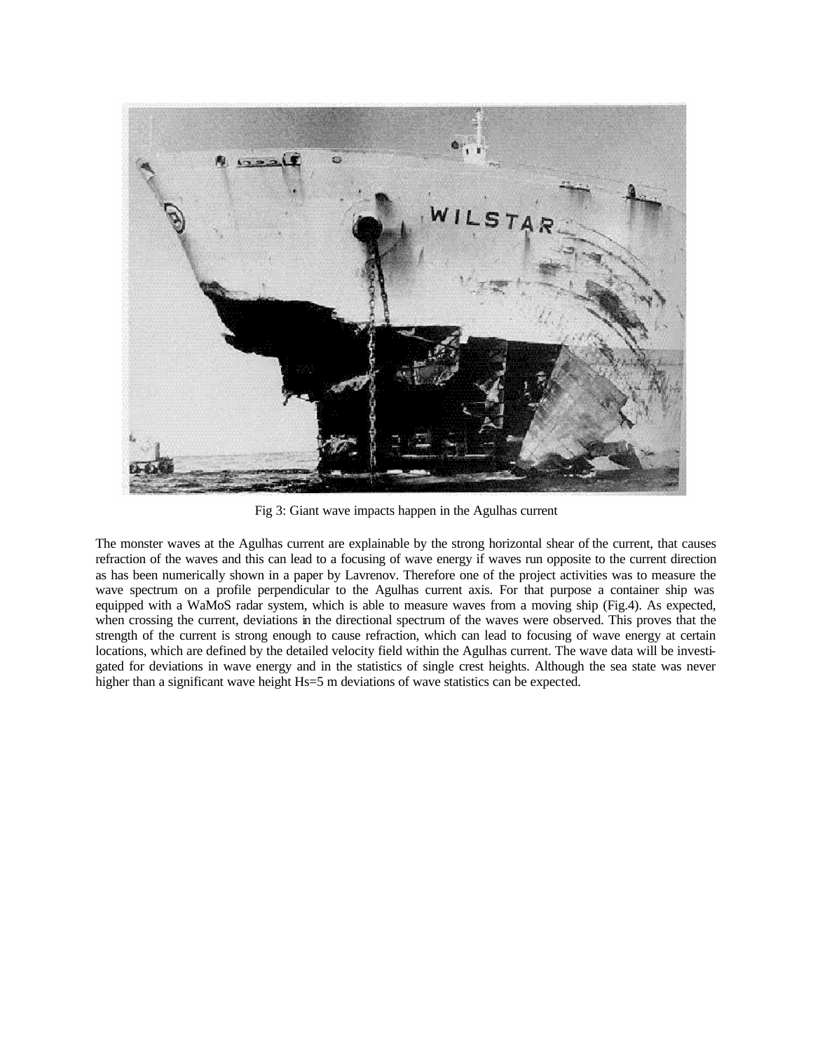Fig 3: Giant wave impacts happen in the Agulhas current

The monster waves at the Agulhas current are explainable by the strong horizontal shear of the current, that causes refraction of the waves and this can lead to a focusing of wave energy if waves run opposite to the current direction as has been numerically shown in a paper by Lavrenov. Therefore one of the project activities was to measure the wave spectrum on a profile perpendicular to the Agulhas current axis. For that purpose a container ship was equipped with a WaMoS radar system, which is able to measure waves from a moving ship (Fig.4). As expected, when crossing the current, deviations in the directional spectrum of the waves were observed. This proves that the strength of the current is strong enough to cause refraction, which can lead to focusing of wave energy at certain locations, which are defined by the detailed velocity field within the Agulhas current. The wave data will be investigated for deviations in wave energy and in the statistics of single crest heights. Although the sea state was never higher than a significant wave height $H_s$=5 m deviations of wave statistics can be expected.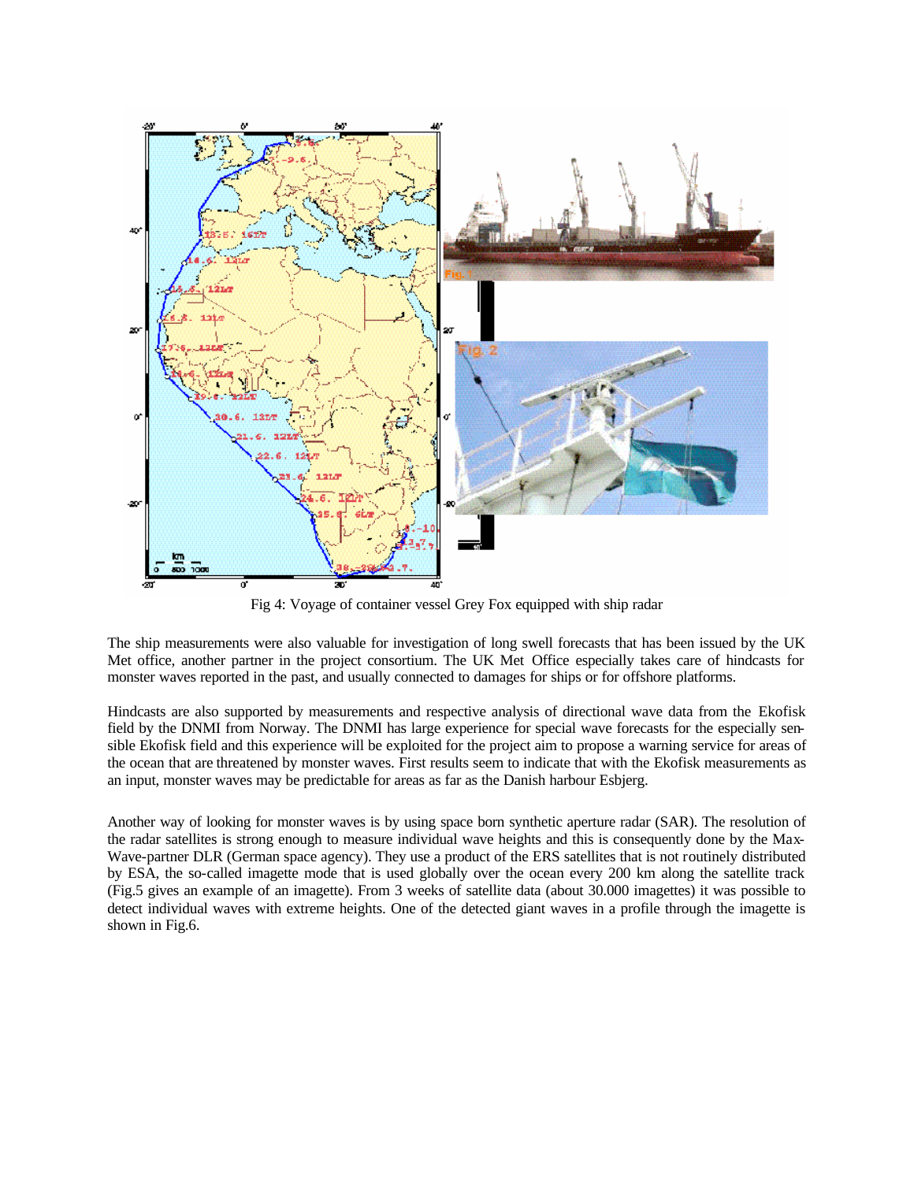Fig 4: Voyage of container vessel Grey Fox equipped with ship radar

The ship measurements were also valuable for investigation of long swell forecasts that has been issued by the UK Met office, another partner in the project consortium. The UK Met Office especially takes care of hindcasts for monster waves reported in the past, and usually connected to damages for ships or for offshore platforms.

Hindcasts are also supported by measurements and respective analysis of directional wave data from the Ekofisk field by the DNMI from Norway. The DNMI has large experience for special wave forecasts for the especially sensible Ekofisk field and this experience will be exploited for the project aim to propose a warning service for areas of the ocean that are threatened by monster waves. First results seem to indicate that with the Ekofisk measurements as an input, monster waves may be predictable for areas as far as the Danish harbour Esbjerg.

Another way of looking for monster waves is by using space born synthetic aperture radar (SAR). The resolution of the radar satellites is strong enough to measure individual wave heights and this is consequently done by the MaxWave-partner DLR (German space agency). They use a product of the ERS satellites that is not routinely distributed by ESA, the so-called imagette mode that is used globally over the ocean every 200 km along the satellite track (Fig.5 gives an example of an imagette). From 3 weeks of satellite data (about 30.000 imagettes) it was possible to detect individual waves with extreme heights. One of the detected giant waves in a profile through the imagette is shown in Fig.6.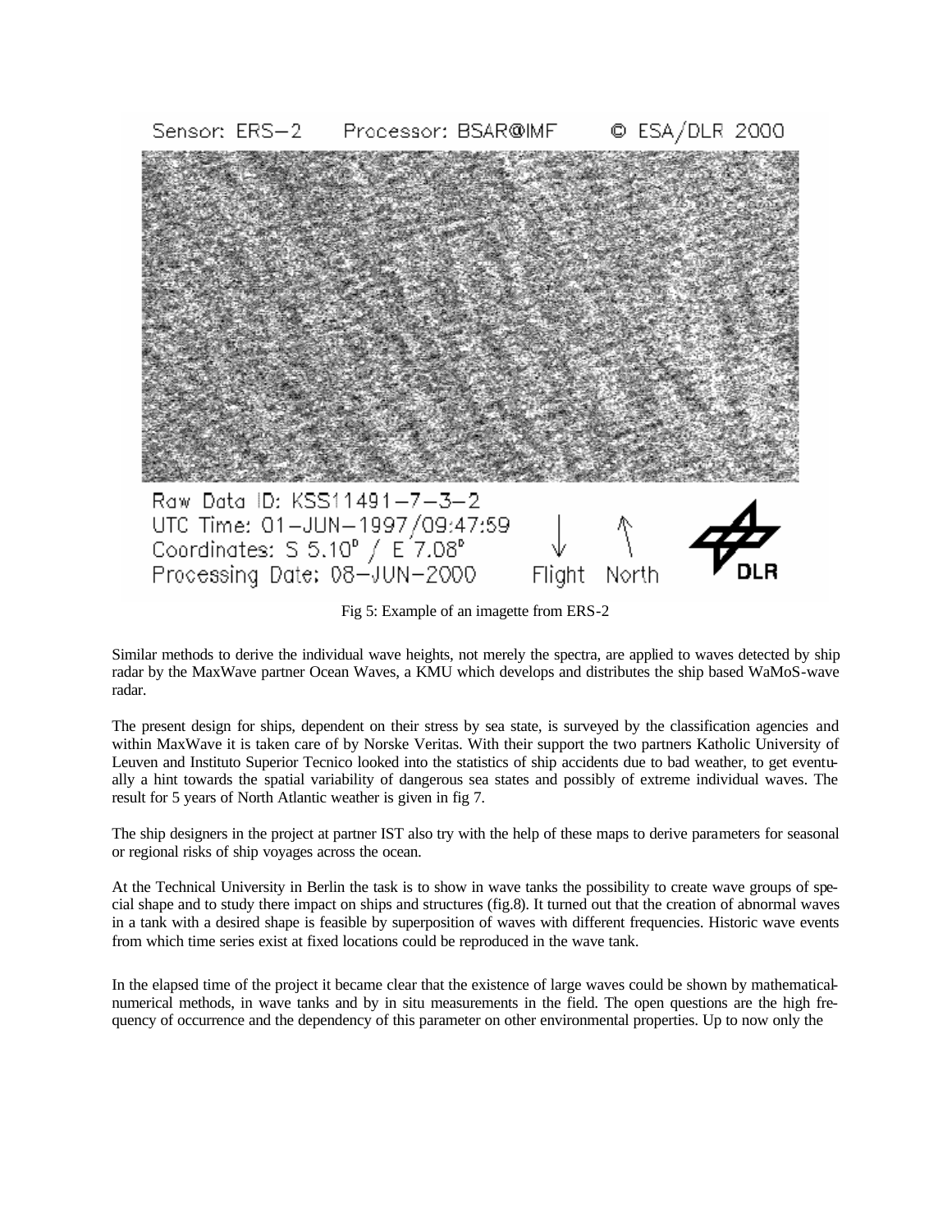Fig 5: Example of an imagette from ERS-2

Similar methods to derive the individual wave heights, not merely the spectra, are applied to waves detected by ship radar by the MaxWave partner Ocean Waves, a KMU which develops and distributes the ship based WaMoS-wave radar.

The present design for ships, dependent on their stress by sea state, is surveyed by the classification agencies and within MaxWave it is taken care of by Norske Veritas. With their support the two partners Katholic University of Leuven and Instituto Superior Tecnico looked into the statistics of ship accidents due to bad weather, to get eventually a hint towards the spatial variability of dangerous sea states and possibly of extreme individual waves. The result for 5 years of North Atlantic weather is given in fig 7.

The ship designers in the project at partner IST also try with the help of these maps to derive parameters for seasonal or regional risks of ship voyages across the ocean.

At the Technical University in Berlin the task is to show in wave tanks the possibility to create wave groups of special shape and to study there impact on ships and structures (fig.8). It turned out that the creation of abnormal waves in a tank with a desired shape is feasible by superposition of waves with different frequencies. Historic wave events from which time series exist at fixed locations could be reproduced in the wave tank.

In the elapsed time of the project it became clear that the existence of large waves could be shown by mathematical-numerical methods, in wave tanks and by in situ measurements in the field. The open questions are the high frequency of occurrence and the dependency of this parameter on other environmental properties. Up to now only the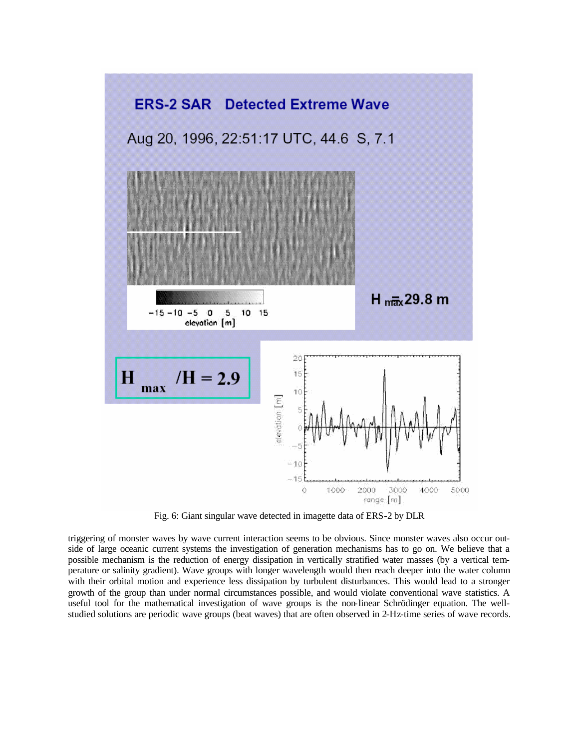Fig. 6: Giant singular wave detected in imagette data of ERS-2 by DLR

triggering of monster waves by wave current interaction seems to be obvious. Since monster waves also occur outside of large oceanic current systems the investigation of generation mechanisms has to go on. We believe that a possible mechanism is the reduction of energy dissipation in vertically stratified water masses (by a vertical temperature or salinity gradient). Wave groups with longer wavelength would then reach deeper into the water column with their orbital motion and experience less dissipation by turbulent disturbances. This would lead to a stronger growth of the group than under normal circumstances possible, and would violate conventional wave statistics. A useful tool for the mathematical investigation of wave groups is the non-linear Schrödinger equation. The well-studied solutions are periodic wave groups (beat waves) that are often observed in 2-Hz-time series of wave records.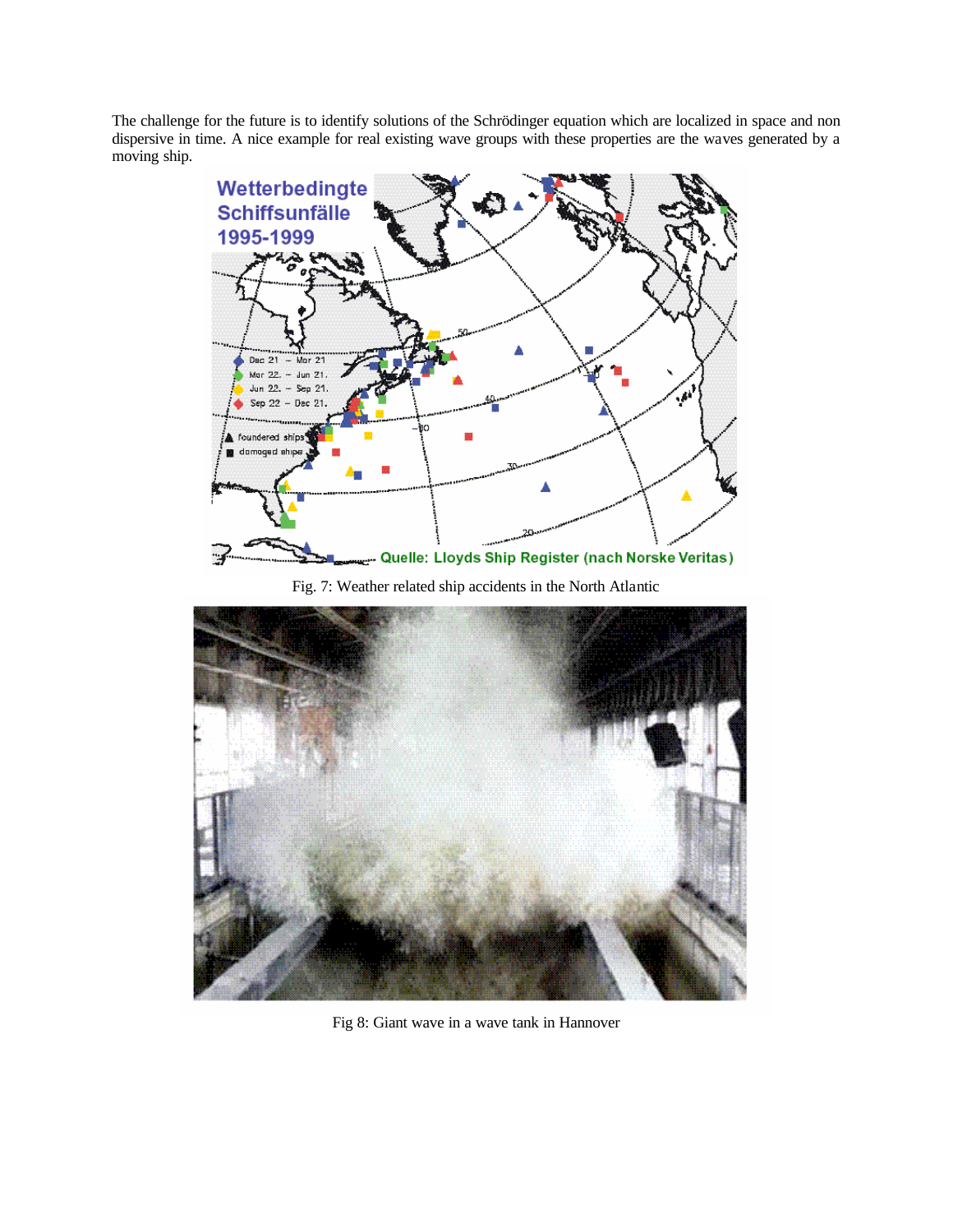The challenge for the future is to identify solutions of the Schrödinger equation which are localized in space and non dispersive in time. A nice example for real existing wave groups with these properties are the waves generated by a moving ship.

Fig. 7: Weather related ship accidents in the North Atlantic

Fig 8: Giant wave in a wave tank in Hannover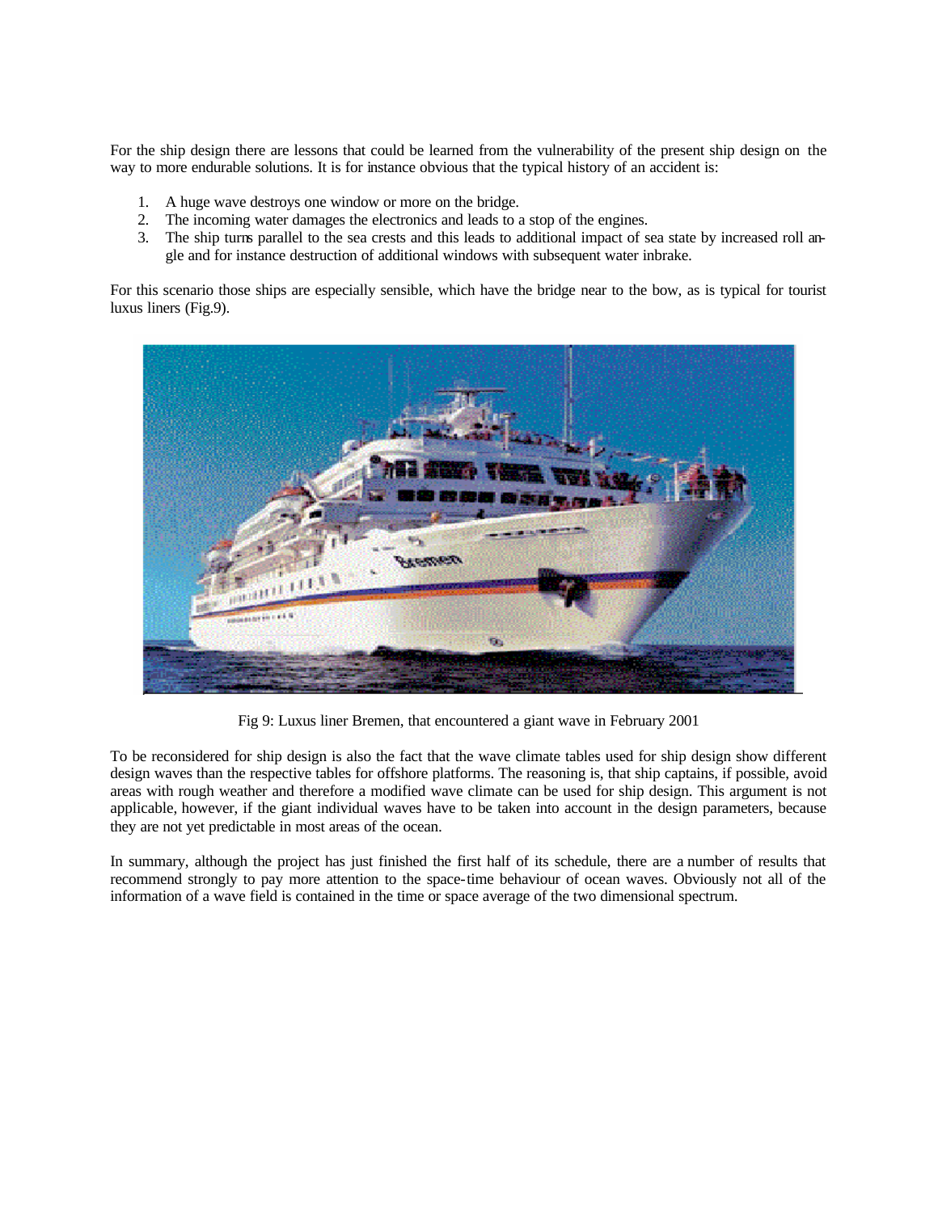For the ship design there are lessons that could be learned from the vulnerability of the present ship design on the way to more endurable solutions. It is for instance obvious that the typical history of an accident is:

1. A huge wave destroys one window or more on the bridge.
2. The incoming water damages the electronics and leads to a stop of the engines.
3. The ship turns parallel to the sea crests and this leads to additional impact of sea state by increased roll angle and for instance destruction of additional windows with subsequent water inbrake.

For this scenario those ships are especially sensible, which have the bridge near to the bow, as is typical for tourist luxus liners (Fig.9).

Fig 9: Luxus liner Bremen, that encountered a giant wave in February 2001

To be reconsidered for ship design is also the fact that the wave climate tables used for ship design show different design waves than the respective tables for offshore platforms. The reasoning is, that ship captains, if possible, avoid areas with rough weather and therefore a modified wave climate can be used for ship design. This argument is not applicable, however, if the giant individual waves have to be taken into account in the design parameters, because they are not yet predictable in most areas of the ocean.

In summary, although the project has just finished the first half of its schedule, there are a number of results that recommend strongly to pay more attention to the space-time behaviour of ocean waves. Obviously not all of the information of a wave field is contained in the time or space average of the two dimensional spectrum.